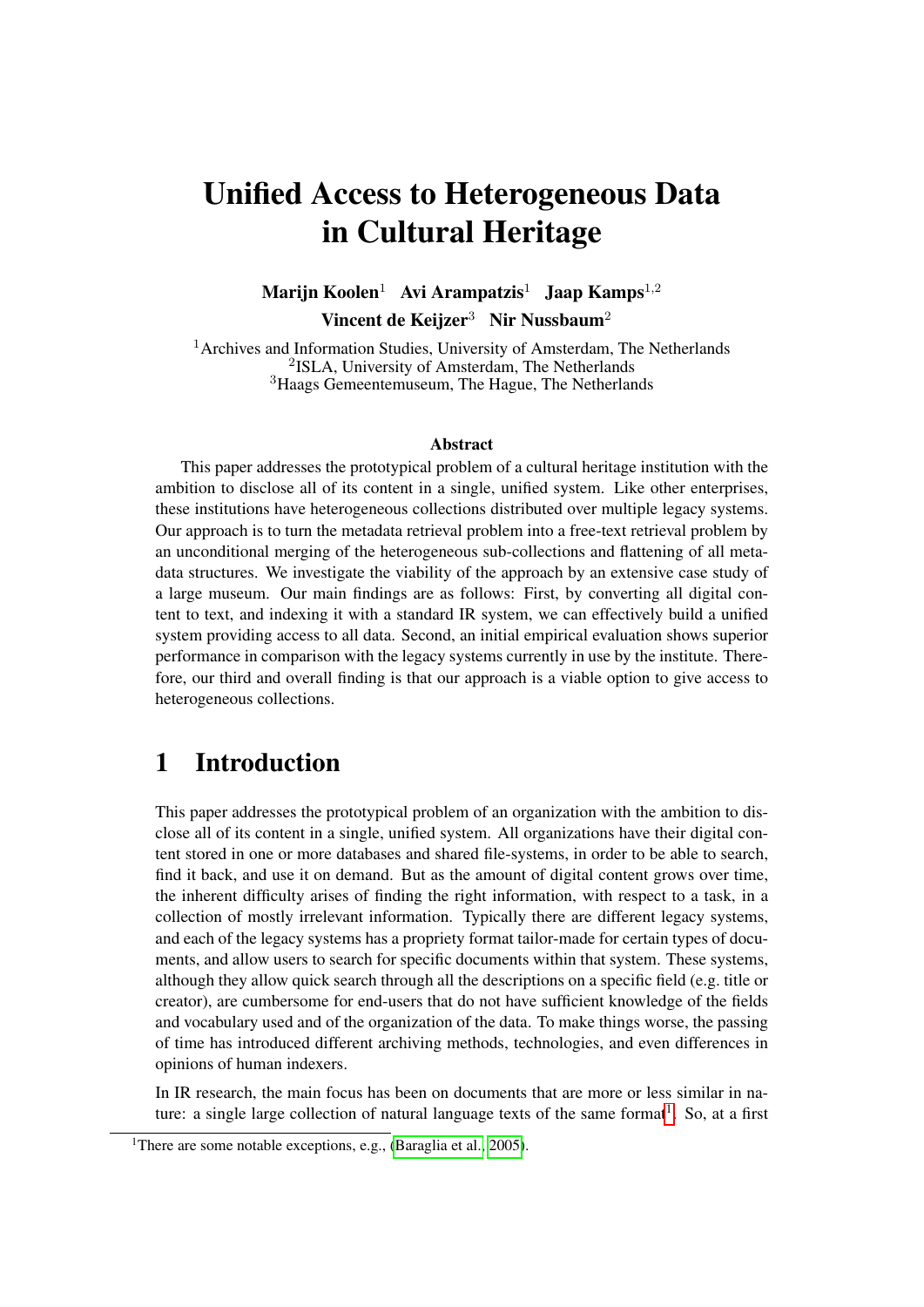# Unified Access to Heterogeneous Data in Cultural Heritage

**Marijn Koolen**[1] **Avi Arampatzis**[1] **Jaap Kamps**[1,2]

**Vincent de Keijzer**[3] **Nir Nussbaum**[2]

[1]Archives and Information Studies, University of Amsterdam, The Netherlands
[2]ISLA, University of Amsterdam, The Netherlands
[3]Haags Gemeentemuseum, The Hague, The Netherlands

### Abstract

This paper addresses the prototypical problem of a cultural heritage institution with the ambition to disclose all of its content in a single, unified system. Like other enterprises, these institutions have heterogeneous collections distributed over multiple legacy systems. Our approach is to turn the metadata retrieval problem into a free-text retrieval problem by an unconditional merging of the heterogeneous sub-collections and flattening of all metadata structures. We investigate the viability of the approach by an extensive case study of a large museum. Our main findings are as follows: First, by converting all digital content to text, and indexing it with a standard IR system, we can effectively build a unified system providing access to all data. Second, an initial empirical evaluation shows superior performance in comparison with the legacy systems currently in use by the institute. Therefore, our third and overall finding is that our approach is a viable option to give access to heterogeneous collections.

## 1 Introduction

This paper addresses the prototypical problem of an organization with the ambition to disclose all of its content in a single, unified system. All organizations have their digital content stored in one or more databases and shared file-systems, in order to be able to search, find it back, and use it on demand. But as the amount of digital content grows over time, the inherent difficulty arises of finding the right information, with respect to a task, in a collection of mostly irrelevant information. Typically there are different legacy systems, and each of the legacy systems has a propriety format tailor-made for certain types of documents, and allow users to search for specific documents within that system. These systems, although they allow quick search through all the descriptions on a specific field (e.g. title or creator), are cumbersome for end-users that do not have sufficient knowledge of the fields and vocabulary used and of the organization of the data. To make things worse, the passing of time has introduced different archiving methods, technologies, and even differences in opinions of human indexers.

In IR research, the main focus has been on documents that are more or less similar in nature: a single large collection of natural language texts of the same format[1]. So, at a first

[1]There are some notable exceptions, e.g., (Baraglia et al., 2005).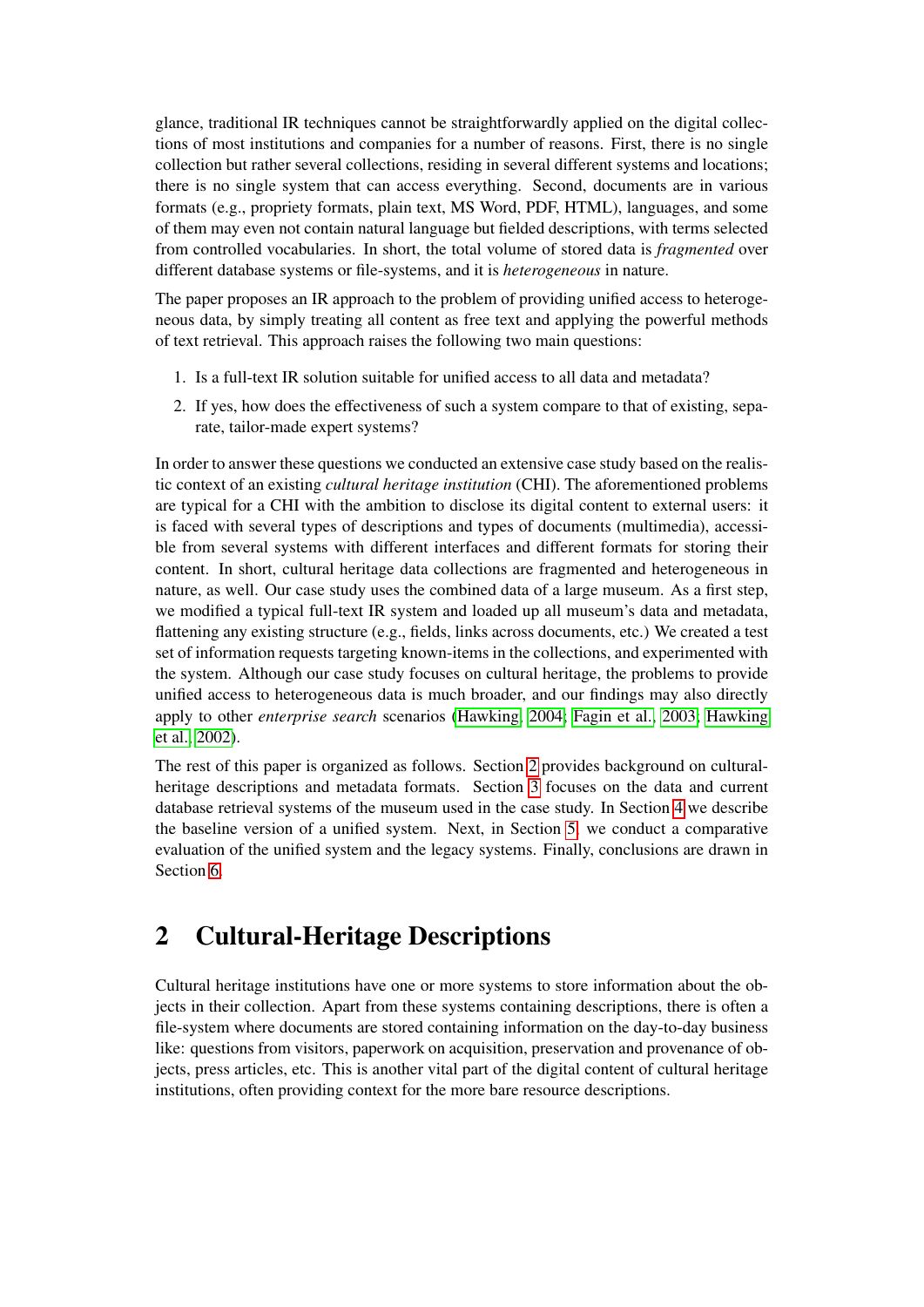glance, traditional IR techniques cannot be straightforwardly applied on the digital collections of most institutions and companies for a number of reasons. First, there is no single collection but rather several collections, residing in several different systems and locations; there is no single system that can access everything. Second, documents are in various formats (e.g., propriety formats, plain text, MS Word, PDF, HTML), languages, and some of them may even not contain natural language but fielded descriptions, with terms selected from controlled vocabularies. In short, the total volume of stored data is *fragmented* over different database systems or file-systems, and it is *heterogeneous* in nature.

The paper proposes an IR approach to the problem of providing unified access to heterogeneous data, by simply treating all content as free text and applying the powerful methods of text retrieval. This approach raises the following two main questions:

1. Is a full-text IR solution suitable for unified access to all data and metadata?
2. If yes, how does the effectiveness of such a system compare to that of existing, separate, tailor-made expert systems?

In order to answer these questions we conducted an extensive case study based on the realistic context of an existing *cultural heritage institution* (CHI). The aforementioned problems are typical for a CHI with the ambition to disclose its digital content to external users: it is faced with several types of descriptions and types of documents (multimedia), accessible from several systems with different interfaces and different formats for storing their content. In short, cultural heritage data collections are fragmented and heterogeneous in nature, as well. Our case study uses the combined data of a large museum. As a first step, we modified a typical full-text IR system and loaded up all museum's data and metadata, flattening any existing structure (e.g., fields, links across documents, etc.) We created a test set of information requests targeting known-items in the collections, and experimented with the system. Although our case study focuses on cultural heritage, the problems to provide unified access to heterogeneous data is much broader, and our findings may also directly apply to other *enterprise search* scenarios (Hawking, 2004; Fagin et al., 2003; Hawking et al., 2002).

The rest of this paper is organized as follows. Section 2 provides background on cultural-heritage descriptions and metadata formats. Section 3 focuses on the data and current database retrieval systems of the museum used in the case study. In Section 4 we describe the baseline version of a unified system. Next, in Section 5, we conduct a comparative evaluation of the unified system and the legacy systems. Finally, conclusions are drawn in Section 6.

# 2 Cultural-Heritage Descriptions

Cultural heritage institutions have one or more systems to store information about the objects in their collection. Apart from these systems containing descriptions, there is often a file-system where documents are stored containing information on the day-to-day business like: questions from visitors, paperwork on acquisition, preservation and provenance of objects, press articles, etc. This is another vital part of the digital content of cultural heritage institutions, often providing context for the more bare resource descriptions.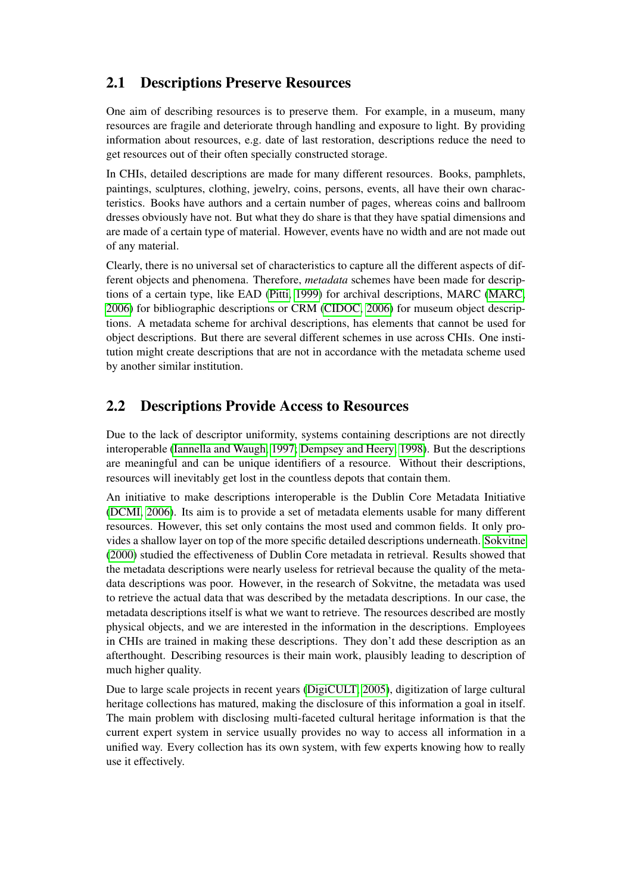## 2.1 Descriptions Preserve Resources

One aim of describing resources is to preserve them. For example, in a museum, many resources are fragile and deteriorate through handling and exposure to light. By providing information about resources, e.g. date of last restoration, descriptions reduce the need to get resources out of their often specially constructed storage.

In CHIs, detailed descriptions are made for many different resources. Books, pamphlets, paintings, sculptures, clothing, jewelry, coins, persons, events, all have their own characteristics. Books have authors and a certain number of pages, whereas coins and ballroom dresses obviously have not. But what they do share is that they have spatial dimensions and are made of a certain type of material. However, events have no width and are not made out of any material.

Clearly, there is no universal set of characteristics to capture all the different aspects of different objects and phenomena. Therefore, *metadata* schemes have been made for descriptions of a certain type, like EAD (Pitti, 1999) for archival descriptions, MARC (MARC, 2006) for bibliographic descriptions or CRM (CIDOC, 2006) for museum object descriptions. A metadata scheme for archival descriptions, has elements that cannot be used for object descriptions. But there are several different schemes in use across CHIs. One institution might create descriptions that are not in accordance with the metadata scheme used by another similar institution.

## 2.2 Descriptions Provide Access to Resources

Due to the lack of descriptor uniformity, systems containing descriptions are not directly interoperable (Iannella and Waugh, 1997; Dempsey and Heery, 1998). But the descriptions are meaningful and can be unique identifiers of a resource. Without their descriptions, resources will inevitably get lost in the countless depots that contain them.

An initiative to make descriptions interoperable is the Dublin Core Metadata Initiative (DCMI, 2006). Its aim is to provide a set of metadata elements usable for many different resources. However, this set only contains the most used and common fields. It only provides a shallow layer on top of the more specific detailed descriptions underneath. Sokvitne (2000) studied the effectiveness of Dublin Core metadata in retrieval. Results showed that the metadata descriptions were nearly useless for retrieval because the quality of the metadata descriptions was poor. However, in the research of Sokvitne, the metadata was used to retrieve the actual data that was described by the metadata descriptions. In our case, the metadata descriptions itself is what we want to retrieve. The resources described are mostly physical objects, and we are interested in the information in the descriptions. Employees in CHIs are trained in making these descriptions. They don't add these description as an afterthought. Describing resources is their main work, plausibly leading to description of much higher quality.

Due to large scale projects in recent years (DigiCULT, 2005), digitization of large cultural heritage collections has matured, making the disclosure of this information a goal in itself. The main problem with disclosing multi-faceted cultural heritage information is that the current expert system in service usually provides no way to access all information in a unified way. Every collection has its own system, with few experts knowing how to really use it effectively.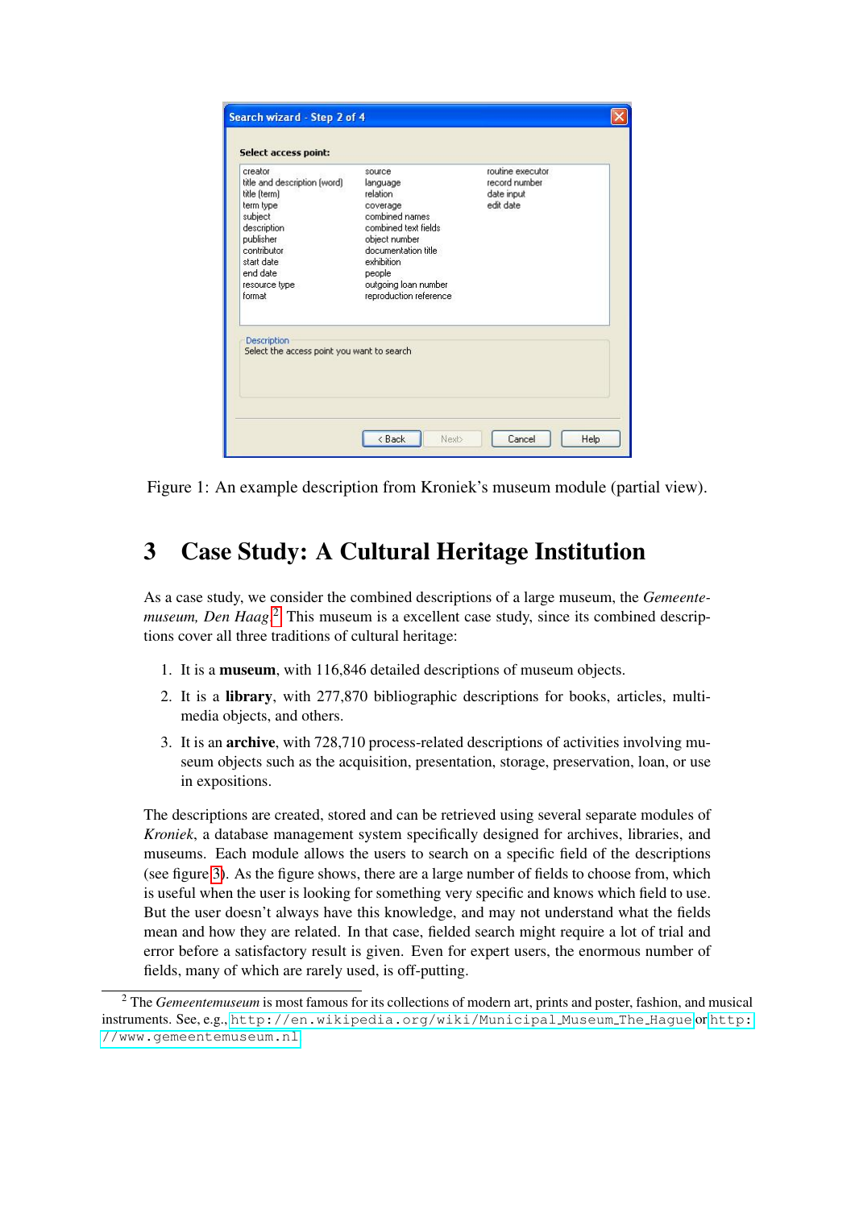Search wizard - Step 2 of 4

**Select access point:**

| | | |
|---|---|---|
| creator | source | routine executor |
| title and description (word) | language | record number |
| title (term) | relation | date input |
| term type | coverage | edit date |
| subject | combined names | |
| description | combined text fields | |
| publisher | object number | |
| contributor | documentation title | |
| start date | exhibition | |
| end date | people | |
| resource type | outgoing loan number | |
| format | reproduction reference | |

Description
Select the access point you want to search

< Back | Next> | Cancel | Help

Figure 1: An example description from Kroniek's museum module (partial view).

## 3 Case Study: A Cultural Heritage Institution

As a case study, we consider the combined descriptions of a large museum, the *Gemeentemuseum, Den Haag*.[2] This museum is a excellent case study, since its combined descriptions cover all three traditions of cultural heritage:

1. It is a **museum**, with 116,846 detailed descriptions of museum objects.
2. It is a **library**, with 277,870 bibliographic descriptions for books, articles, multimedia objects, and others.
3. It is an **archive**, with 728,710 process-related descriptions of activities involving museum objects such as the acquisition, presentation, storage, preservation, loan, or use in expositions.

The descriptions are created, stored and can be retrieved using several separate modules of *Kroniek*, a database management system specifically designed for archives, libraries, and museums. Each module allows the users to search on a specific field of the descriptions (see figure 3). As the figure shows, there are a large number of fields to choose from, which is useful when the user is looking for something very specific and knows which field to use. But the user doesn't always have this knowledge, and may not understand what the fields mean and how they are related. In that case, fielded search might require a lot of trial and error before a satisfactory result is given. Even for expert users, the enormous number of fields, many of which are rarely used, is off-putting.

[2] The *Gemeentemuseum* is most famous for its collections of modern art, prints and poster, fashion, and musical instruments. See, e.g., `http://en.wikipedia.org/wiki/Municipal_Museum_The_Hague` or `http://www.gemeentemuseum.nl`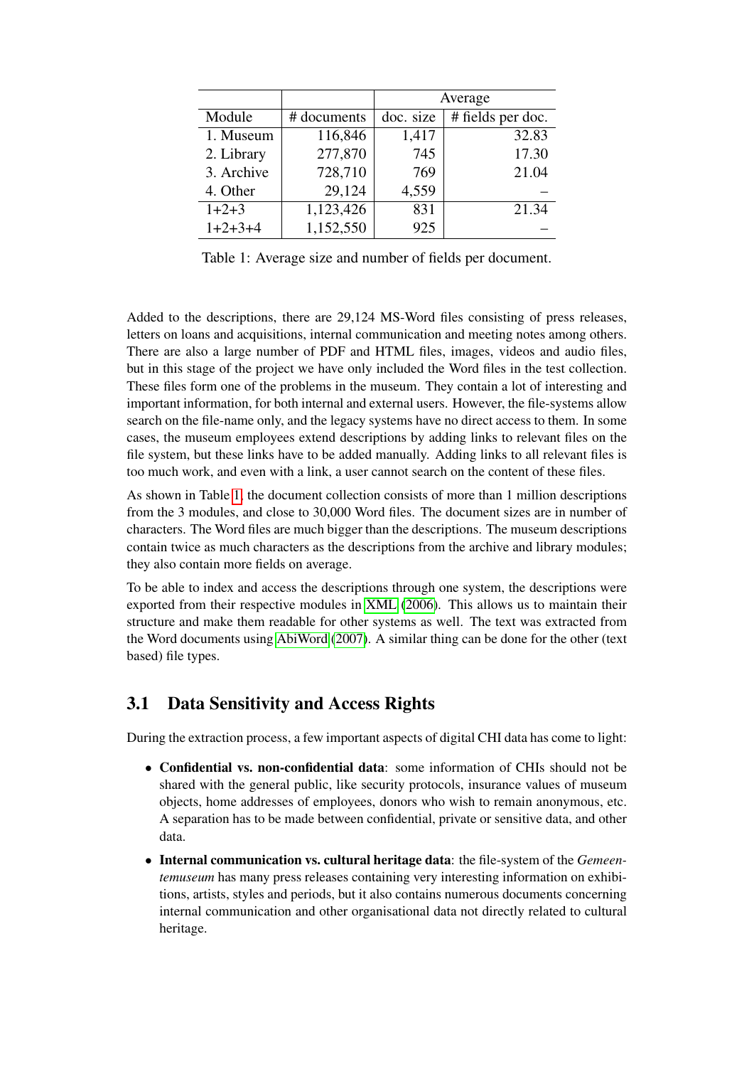| | | Average | |
|---|---|---|---|
| Module | # documents | doc. size | # fields per doc. |
| 1. Museum | 116,846 | 1,417 | 32.83 |
| 2. Library | 277,870 | 745 | 17.30 |
| 3. Archive | 728,710 | 769 | 21.04 |
| 4. Other | 29,124 | 4,559 | – |
| 1+2+3 | 1,123,426 | 831 | 21.34 |
| 1+2+3+4 | 1,152,550 | 925 | – |

Table 1: Average size and number of fields per document.

Added to the descriptions, there are 29,124 MS-Word files consisting of press releases, letters on loans and acquisitions, internal communication and meeting notes among others. There are also a large number of PDF and HTML files, images, videos and audio files, but in this stage of the project we have only included the Word files in the test collection. These files form one of the problems in the museum. They contain a lot of interesting and important information, for both internal and external users. However, the file-systems allow search on the file-name only, and the legacy systems have no direct access to them. In some cases, the museum employees extend descriptions by adding links to relevant files on the file system, but these links have to be added manually. Adding links to all relevant files is too much work, and even with a link, a user cannot search on the content of these files.

As shown in Table 1, the document collection consists of more than 1 million descriptions from the 3 modules, and close to 30,000 Word files. The document sizes are in number of characters. The Word files are much bigger than the descriptions. The museum descriptions contain twice as much characters as the descriptions from the archive and library modules; they also contain more fields on average.

To be able to index and access the descriptions through one system, the descriptions were exported from their respective modules in XML (2006). This allows us to maintain their structure and make them readable for other systems as well. The text was extracted from the Word documents using AbiWord (2007). A similar thing can be done for the other (text based) file types.

## 3.1 Data Sensitivity and Access Rights

During the extraction process, a few important aspects of digital CHI data has come to light:

- **Confidential vs. non-confidential data**: some information of CHIs should not be shared with the general public, like security protocols, insurance values of museum objects, home addresses of employees, donors who wish to remain anonymous, etc. A separation has to be made between confidential, private or sensitive data, and other data.
- **Internal communication vs. cultural heritage data**: the file-system of the *Gemeentemuseum* has many press releases containing very interesting information on exhibitions, artists, styles and periods, but it also contains numerous documents concerning internal communication and other organisational data not directly related to cultural heritage.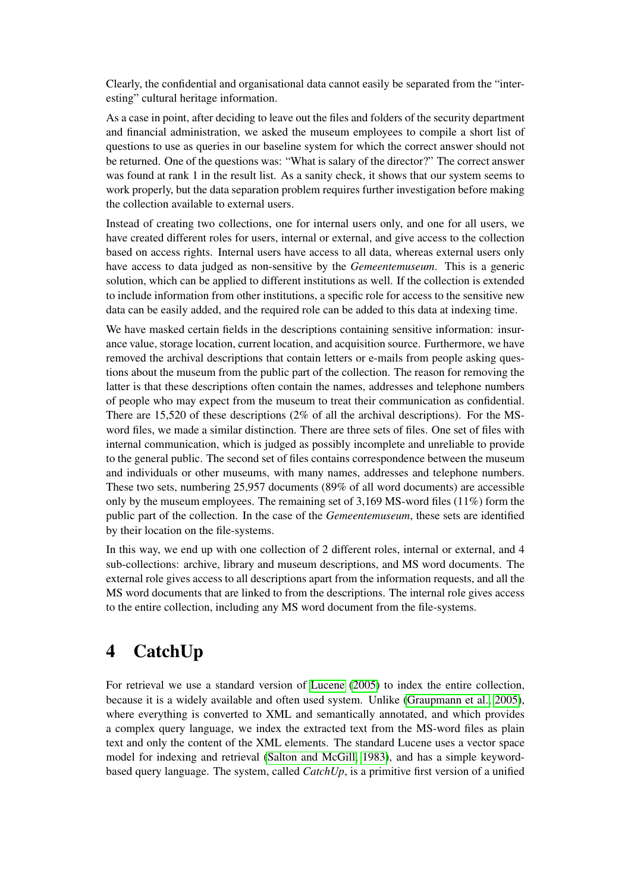Clearly, the confidential and organisational data cannot easily be separated from the "interesting" cultural heritage information.

As a case in point, after deciding to leave out the files and folders of the security department and financial administration, we asked the museum employees to compile a short list of questions to use as queries in our baseline system for which the correct answer should not be returned. One of the questions was: "What is salary of the director?" The correct answer was found at rank 1 in the result list. As a sanity check, it shows that our system seems to work properly, but the data separation problem requires further investigation before making the collection available to external users.

Instead of creating two collections, one for internal users only, and one for all users, we have created different roles for users, internal or external, and give access to the collection based on access rights. Internal users have access to all data, whereas external users only have access to data judged as non-sensitive by the *Gemeentemuseum*. This is a generic solution, which can be applied to different institutions as well. If the collection is extended to include information from other institutions, a specific role for access to the sensitive new data can be easily added, and the required role can be added to this data at indexing time.

We have masked certain fields in the descriptions containing sensitive information: insurance value, storage location, current location, and acquisition source. Furthermore, we have removed the archival descriptions that contain letters or e-mails from people asking questions about the museum from the public part of the collection. The reason for removing the latter is that these descriptions often contain the names, addresses and telephone numbers of people who may expect from the museum to treat their communication as confidential. There are 15,520 of these descriptions (2% of all the archival descriptions). For the MS-word files, we made a similar distinction. There are three sets of files. One set of files with internal communication, which is judged as possibly incomplete and unreliable to provide to the general public. The second set of files contains correspondence between the museum and individuals or other museums, with many names, addresses and telephone numbers. These two sets, numbering 25,957 documents (89% of all word documents) are accessible only by the museum employees. The remaining set of 3,169 MS-word files (11%) form the public part of the collection. In the case of the *Gemeentemuseum*, these sets are identified by their location on the file-systems.

In this way, we end up with one collection of 2 different roles, internal or external, and 4 sub-collections: archive, library and museum descriptions, and MS word documents. The external role gives access to all descriptions apart from the information requests, and all the MS word documents that are linked to from the descriptions. The internal role gives access to the entire collection, including any MS word document from the file-systems.

# 4 CatchUp

For retrieval we use a standard version of Lucene (2005) to index the entire collection, because it is a widely available and often used system. Unlike (Graupmann et al., 2005), where everything is converted to XML and semantically annotated, and which provides a complex query language, we index the extracted text from the MS-word files as plain text and only the content of the XML elements. The standard Lucene uses a vector space model for indexing and retrieval (Salton and McGill, 1983), and has a simple keyword-based query language. The system, called *CatchUp*, is a primitive first version of a unified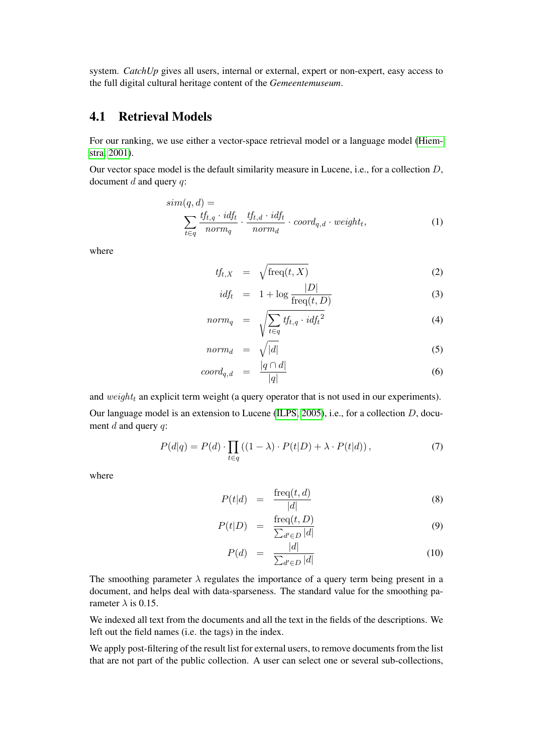system. *CatchUp* gives all users, internal or external, expert or non-expert, easy access to the full digital cultural heritage content of the *Gemeentemuseum*.

## 4.1 Retrieval Models

For our ranking, we use either a vector-space retrieval model or a language model (Hiemstra 2001).

Our vector space model is the default similarity measure in Lucene, i.e., for a collection $D$, document $d$ and query $q$:

$$sim(q,d) = \sum_{t \in q} \frac{tf_{t,q} \cdot idf_t}{norm_q} \cdot \frac{tf_{t,d} \cdot idf_t}{norm_d} \cdot coord_{q,d} \cdot weight_t, \tag{1}$$

where

$$tf_{t,X} = \sqrt{\text{freq}(t,X)} \tag{2}$$

$$idf_t = 1 + \log \frac{|D|}{\text{freq}(t,D)} \tag{3}$$

$$norm_q = \sqrt{\sum_{t \in q} tf_{t,q} \cdot {idf_t}^2} \tag{4}$$

$$norm_d = \sqrt{|d|} \tag{5}$$

$$coord_{q,d} = \frac{|q \cap d|}{|q|} \tag{6}$$

and $weight_t$ an explicit term weight (a query operator that is not used in our experiments).

Our language model is an extension to Lucene (ILPS 2005), i.e., for a collection $D$, document $d$ and query $q$:

$$P(d|q) = P(d) \cdot \prod_{t \in q} \left( (1-\lambda) \cdot P(t|D) + \lambda \cdot P(t|d) \right), \tag{7}$$

where

$$P(t|d) = \frac{\text{freq}(t,d)}{|d|} \tag{8}$$

$$P(t|D) = \frac{\text{freq}(t,D)}{\sum_{d' \in D} |d|} \tag{9}$$

$$P(d) = \frac{|d|}{\sum_{d' \in D} |d|} \tag{10}$$

The smoothing parameter $\lambda$ regulates the importance of a query term being present in a document, and helps deal with data-sparseness. The standard value for the smoothing parameter $\lambda$ is 0.15.

We indexed all text from the documents and all the text in the fields of the descriptions. We left out the field names (i.e. the tags) in the index.

We apply post-filtering of the result list for external users, to remove documents from the list that are not part of the public collection. A user can select one or several sub-collections,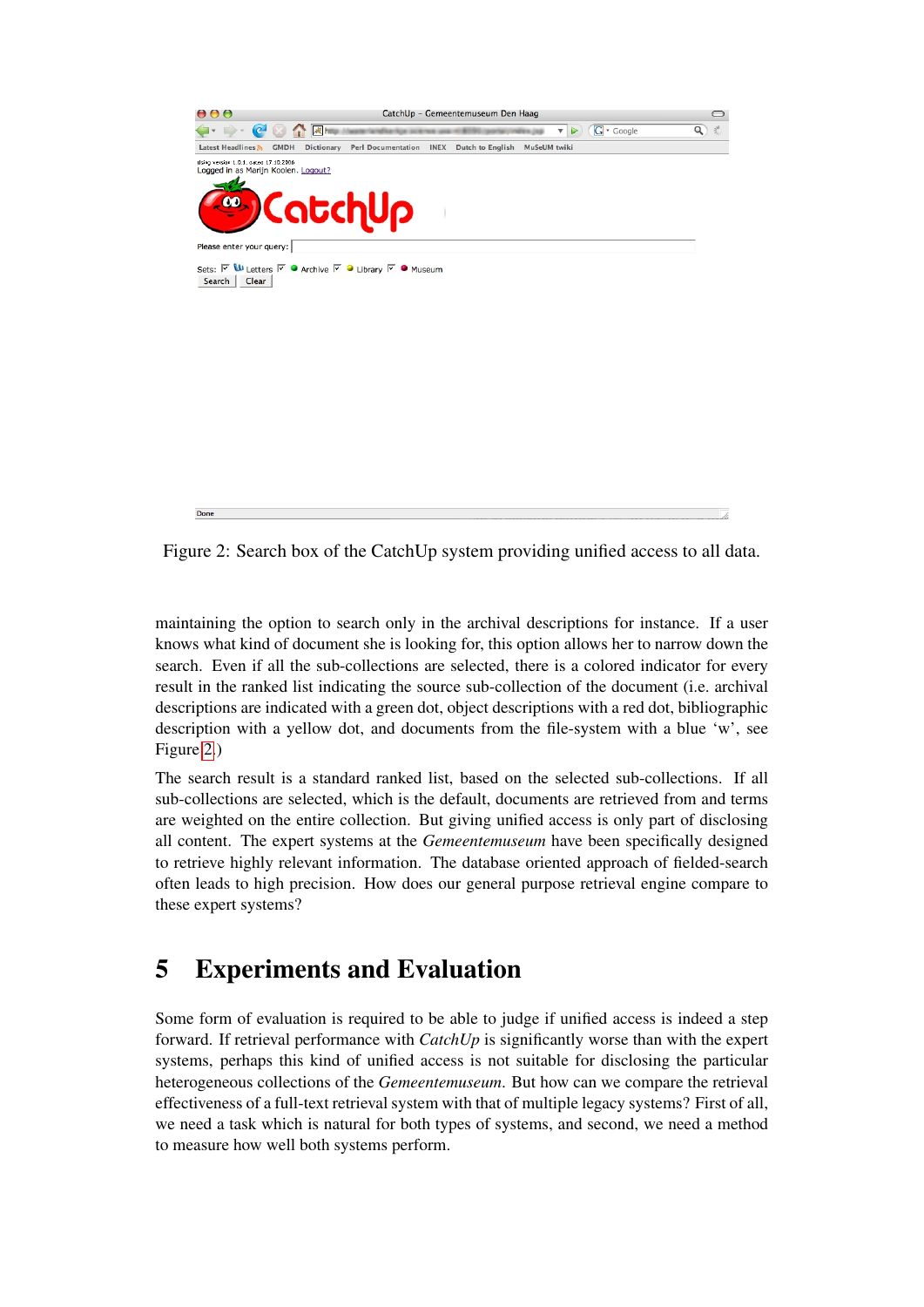Figure 2: Search box of the CatchUp system providing unified access to all data.

maintaining the option to search only in the archival descriptions for instance. If a user knows what kind of document she is looking for, this option allows her to narrow down the search. Even if all the sub-collections are selected, there is a colored indicator for every result in the ranked list indicating the source sub-collection of the document (i.e. archival descriptions are indicated with a green dot, object descriptions with a red dot, bibliographic description with a yellow dot, and documents from the file-system with a blue 'w', see Figure 2.)

The search result is a standard ranked list, based on the selected sub-collections. If all sub-collections are selected, which is the default, documents are retrieved from and terms are weighted on the entire collection. But giving unified access is only part of disclosing all content. The expert systems at the *Gemeentemuseum* have been specifically designed to retrieve highly relevant information. The database oriented approach of fielded-search often leads to high precision. How does our general purpose retrieval engine compare to these expert systems?

# 5 Experiments and Evaluation

Some form of evaluation is required to be able to judge if unified access is indeed a step forward. If retrieval performance with *CatchUp* is significantly worse than with the expert systems, perhaps this kind of unified access is not suitable for disclosing the particular heterogeneous collections of the *Gemeentemuseum*. But how can we compare the retrieval effectiveness of a full-text retrieval system with that of multiple legacy systems? First of all, we need a task which is natural for both types of systems, and second, we need a method to measure how well both systems perform.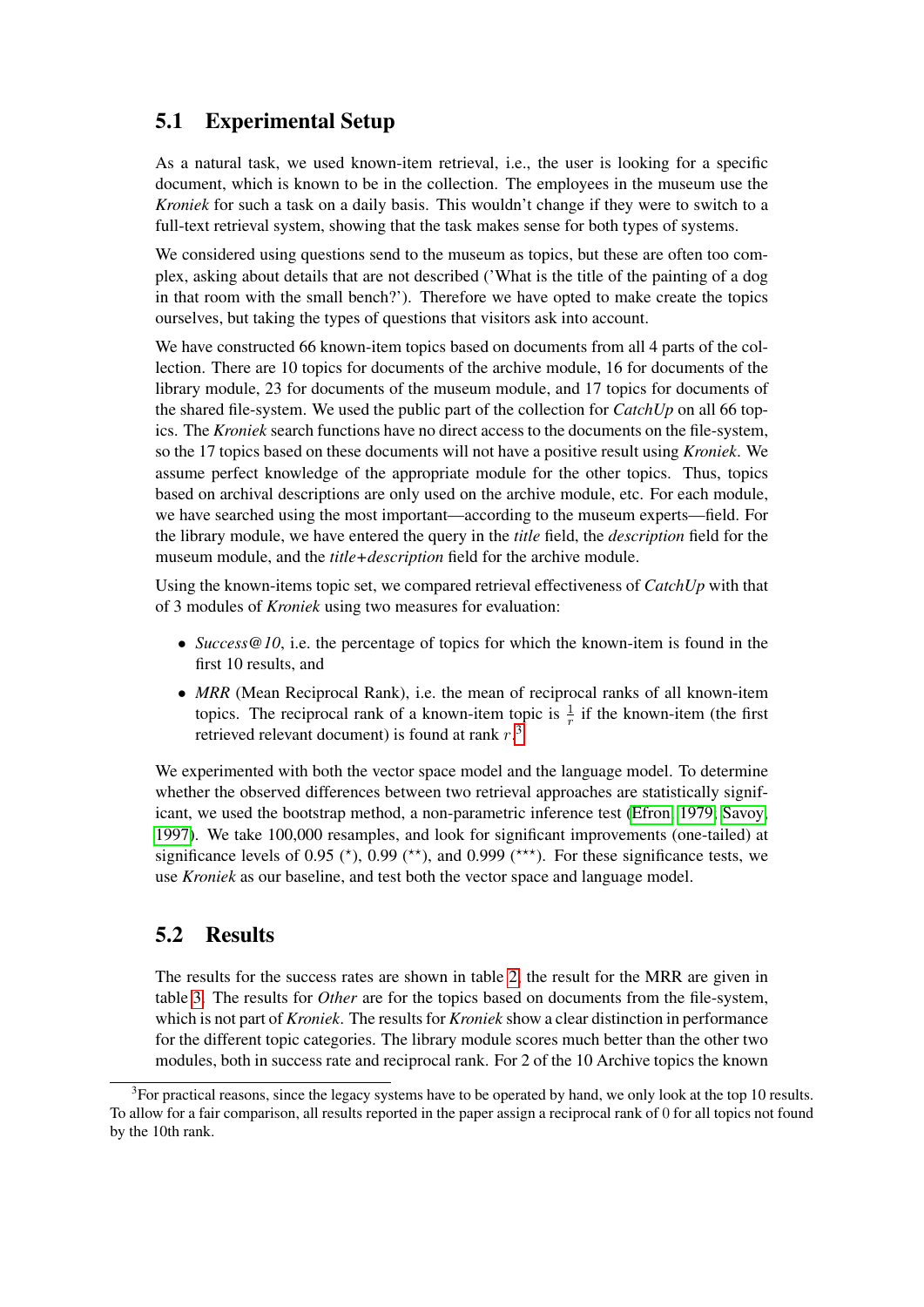## 5.1 Experimental Setup

As a natural task, we used known-item retrieval, i.e., the user is looking for a specific document, which is known to be in the collection. The employees in the museum use the *Kroniek* for such a task on a daily basis. This wouldn't change if they were to switch to a full-text retrieval system, showing that the task makes sense for both types of systems.

We considered using questions send to the museum as topics, but these are often too complex, asking about details that are not described ('What is the title of the painting of a dog in that room with the small bench?'). Therefore we have opted to make create the topics ourselves, but taking the types of questions that visitors ask into account.

We have constructed 66 known-item topics based on documents from all 4 parts of the collection. There are 10 topics for documents of the archive module, 16 for documents of the library module, 23 for documents of the museum module, and 17 topics for documents of the shared file-system. We used the public part of the collection for *CatchUp* on all 66 topics. The *Kroniek* search functions have no direct access to the documents on the file-system, so the 17 topics based on these documents will not have a positive result using *Kroniek*. We assume perfect knowledge of the appropriate module for the other topics. Thus, topics based on archival descriptions are only used on the archive module, etc. For each module, we have searched using the most important—according to the museum experts—field. For the library module, we have entered the query in the *title* field, the *description* field for the museum module, and the *title+description* field for the archive module.

Using the known-items topic set, we compared retrieval effectiveness of *CatchUp* with that of 3 modules of *Kroniek* using two measures for evaluation:

- *Success@10*, i.e. the percentage of topics for which the known-item is found in the first 10 results, and
- *MRR* (Mean Reciprocal Rank), i.e. the mean of reciprocal ranks of all known-item topics. The reciprocal rank of a known-item topic is $\frac{1}{r}$ if the known-item (the first retrieved relevant document) is found at rank $r$.[3]

We experimented with both the vector space model and the language model. To determine whether the observed differences between two retrieval approaches are statistically significant, we used the bootstrap method, a non-parametric inference test (Efron, 1979; Savoy, 1997). We take 100,000 resamples, and look for significant improvements (one-tailed) at significance levels of 0.95 ($^{\star}$), 0.99 ($^{\star\star}$), and 0.999 ($^{\star\star\star}$). For these significance tests, we use *Kroniek* as our baseline, and test both the vector space and language model.

## 5.2 Results

The results for the success rates are shown in table 2, the result for the MRR are given in table 3. The results for *Other* are for the topics based on documents from the file-system, which is not part of *Kroniek*. The results for *Kroniek* show a clear distinction in performance for the different topic categories. The library module scores much better than the other two modules, both in success rate and reciprocal rank. For 2 of the 10 Archive topics the known

[3] For practical reasons, since the legacy systems have to be operated by hand, we only look at the top 10 results. To allow for a fair comparison, all results reported in the paper assign a reciprocal rank of 0 for all topics not found by the 10th rank.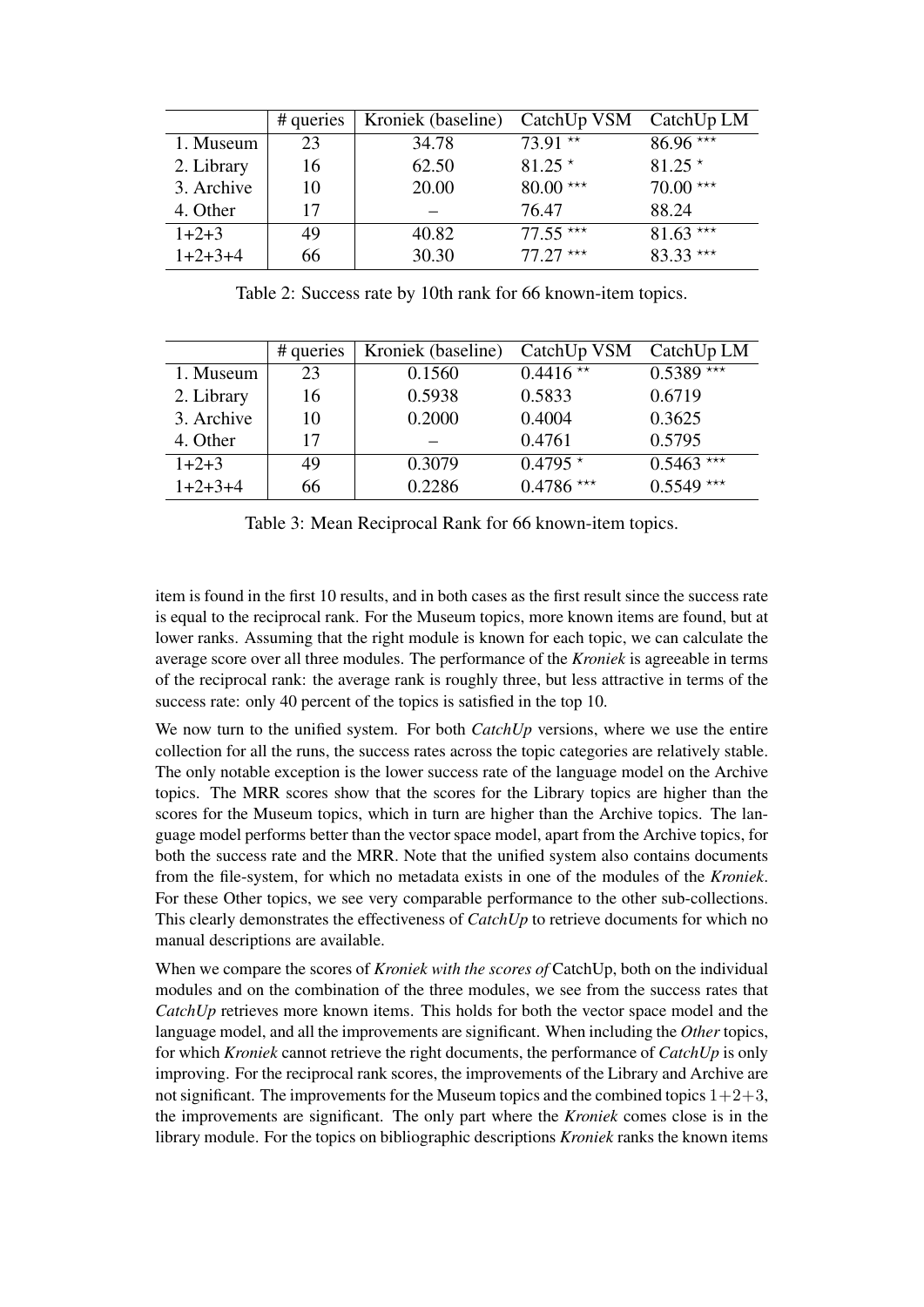|  | # queries | Kroniek (baseline) | CatchUp VSM | CatchUp LM |
|---|---|---|---|---|
| 1. Museum | 23 | 34.78 | 73.91 ** | 86.96 *** |
| 2. Library | 16 | 62.50 | 81.25 * | 81.25 * |
| 3. Archive | 10 | 20.00 | 80.00 *** | 70.00 *** |
| 4. Other | 17 | – | 76.47 | 88.24 |
| 1+2+3 | 49 | 40.82 | 77.55 *** | 81.63 *** |
| 1+2+3+4 | 66 | 30.30 | 77.27 *** | 83.33 *** |

Table 2: Success rate by 10th rank for 66 known-item topics.

|  | # queries | Kroniek (baseline) | CatchUp VSM | CatchUp LM |
|---|---|---|---|---|
| 1. Museum | 23 | 0.1560 | 0.4416 ** | 0.5389 *** |
| 2. Library | 16 | 0.5938 | 0.5833 | 0.6719 |
| 3. Archive | 10 | 0.2000 | 0.4004 | 0.3625 |
| 4. Other | 17 | – | 0.4761 | 0.5795 |
| 1+2+3 | 49 | 0.3079 | 0.4795 * | 0.5463 *** |
| 1+2+3+4 | 66 | 0.2286 | 0.4786 *** | 0.5549 *** |

Table 3: Mean Reciprocal Rank for 66 known-item topics.

item is found in the first 10 results, and in both cases as the first result since the success rate is equal to the reciprocal rank. For the Museum topics, more known items are found, but at lower ranks. Assuming that the right module is known for each topic, we can calculate the average score over all three modules. The performance of the *Kroniek* is agreeable in terms of the reciprocal rank: the average rank is roughly three, but less attractive in terms of the success rate: only 40 percent of the topics is satisfied in the top 10.

We now turn to the unified system. For both *CatchUp* versions, where we use the entire collection for all the runs, the success rates across the topic categories are relatively stable. The only notable exception is the lower success rate of the language model on the Archive topics. The MRR scores show that the scores for the Library topics are higher than the scores for the Museum topics, which in turn are higher than the Archive topics. The language model performs better than the vector space model, apart from the Archive topics, for both the success rate and the MRR. Note that the unified system also contains documents from the file-system, for which no metadata exists in one of the modules of the *Kroniek*. For these Other topics, we see very comparable performance to the other sub-collections. This clearly demonstrates the effectiveness of *CatchUp* to retrieve documents for which no manual descriptions are available.

When we compare the scores of *Kroniek with the scores of* CatchUp, both on the individual modules and on the combination of the three modules, we see from the success rates that *CatchUp* retrieves more known items. This holds for both the vector space model and the language model, and all the improvements are significant. When including the *Other* topics, for which *Kroniek* cannot retrieve the right documents, the performance of *CatchUp* is only improving. For the reciprocal rank scores, the improvements of the Library and Archive are not significant. The improvements for the Museum topics and the combined topics $1+2+3$, the improvements are significant. The only part where the *Kroniek* comes close is in the library module. For the topics on bibliographic descriptions *Kroniek* ranks the known items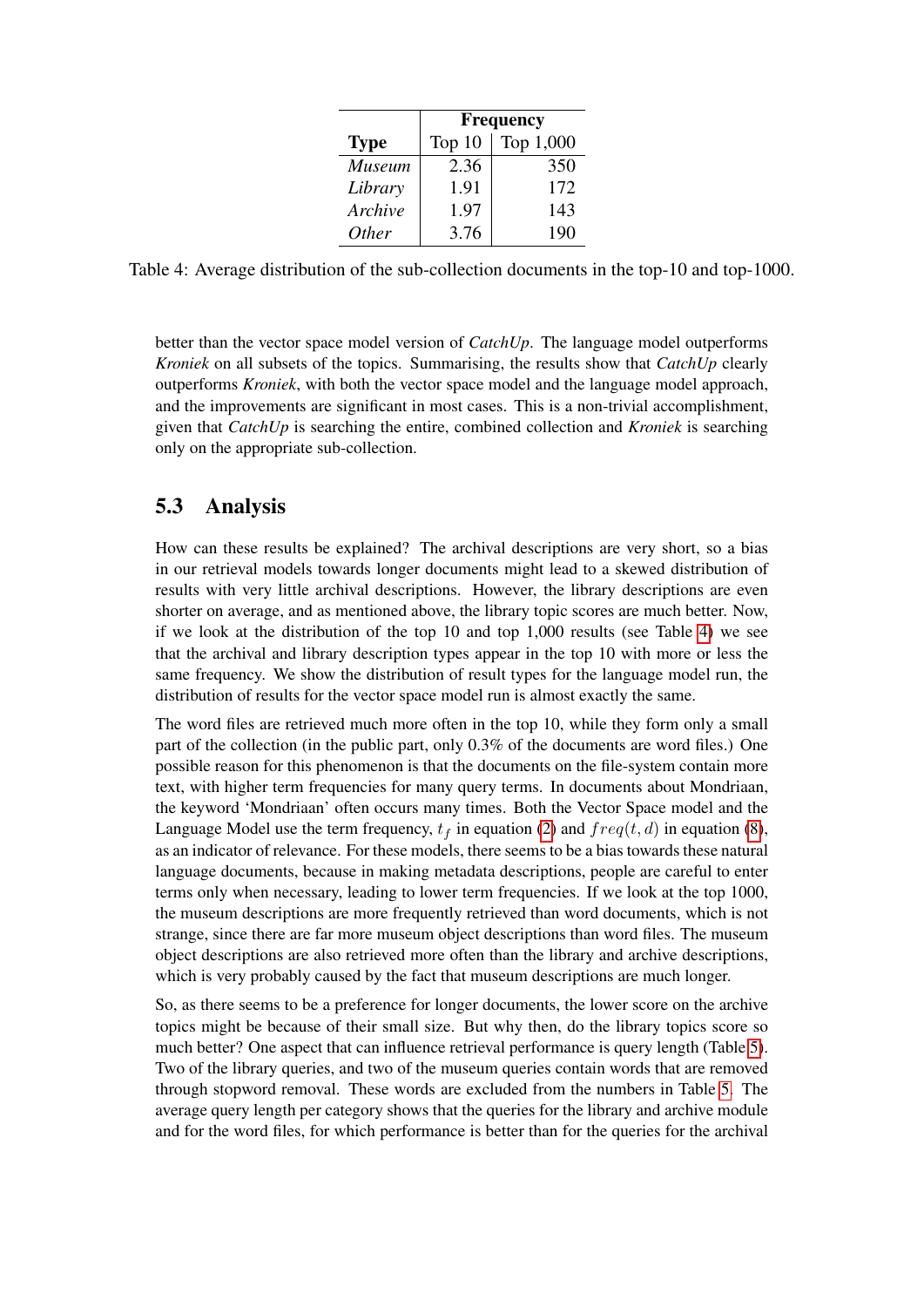| Type | Frequency | |
|---|---|---|
| | Top 10 | Top 1,000 |
| *Museum* | 2.36 | 350 |
| *Library* | 1.91 | 172 |
| *Archive* | 1.97 | 143 |
| *Other* | 3.76 | 190 |

Table 4: Average distribution of the sub-collection documents in the top-10 and top-1000.

better than the vector space model version of *CatchUp*. The language model outperforms *Kroniek* on all subsets of the topics. Summarising, the results show that *CatchUp* clearly outperforms *Kroniek*, with both the vector space model and the language model approach, and the improvements are significant in most cases. This is a non-trivial accomplishment, given that *CatchUp* is searching the entire, combined collection and *Kroniek* is searching only on the appropriate sub-collection.

## 5.3 Analysis

How can these results be explained? The archival descriptions are very short, so a bias in our retrieval models towards longer documents might lead to a skewed distribution of results with very little archival descriptions. However, the library descriptions are even shorter on average, and as mentioned above, the library topic scores are much better. Now, if we look at the distribution of the top 10 and top 1,000 results (see Table 4) we see that the archival and library description types appear in the top 10 with more or less the same frequency. We show the distribution of result types for the language model run, the distribution of results for the vector space model run is almost exactly the same.

The word files are retrieved much more often in the top 10, while they form only a small part of the collection (in the public part, only 0.3% of the documents are word files.) One possible reason for this phenomenon is that the documents on the file-system contain more text, with higher term frequencies for many query terms. In documents about Mondriaan, the keyword 'Mondriaan' often occurs many times. Both the Vector Space model and the Language Model use the term frequency, $t_f$ in equation (2) and $freq(t, d)$ in equation (8), as an indicator of relevance. For these models, there seems to be a bias towards these natural language documents, because in making metadata descriptions, people are careful to enter terms only when necessary, leading to lower term frequencies. If we look at the top 1000, the museum descriptions are more frequently retrieved than word documents, which is not strange, since there are far more museum object descriptions than word files. The museum object descriptions are also retrieved more often than the library and archive descriptions, which is very probably caused by the fact that museum descriptions are much longer.

So, as there seems to be a preference for longer documents, the lower score on the archive topics might be because of their small size. But why then, do the library topics score so much better? One aspect that can influence retrieval performance is query length (Table 5). Two of the library queries, and two of the museum queries contain words that are removed through stopword removal. These words are excluded from the numbers in Table 5. The average query length per category shows that the queries for the library and archive module and for the word files, for which performance is better than for the queries for the archival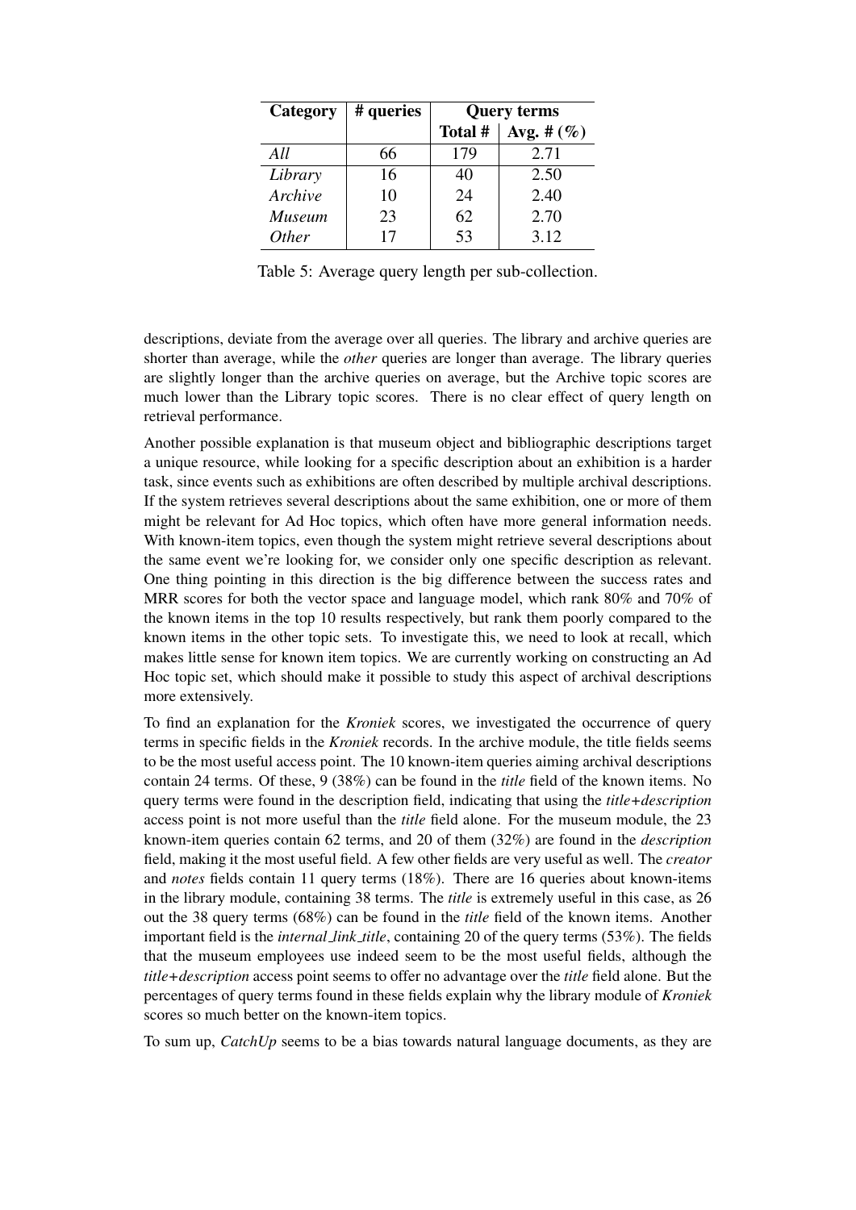| Category | # queries | Query terms | |
|---|---|---|---|
| | | Total # | Avg. # (%) |
| *All* | 66 | 179 | 2.71 |
| *Library* | 16 | 40 | 2.50 |
| *Archive* | 10 | 24 | 2.40 |
| *Museum* | 23 | 62 | 2.70 |
| *Other* | 17 | 53 | 3.12 |

Table 5: Average query length per sub-collection.

descriptions, deviate from the average over all queries. The library and archive queries are shorter than average, while the *other* queries are longer than average. The library queries are slightly longer than the archive queries on average, but the Archive topic scores are much lower than the Library topic scores. There is no clear effect of query length on retrieval performance.

Another possible explanation is that museum object and bibliographic descriptions target a unique resource, while looking for a specific description about an exhibition is a harder task, since events such as exhibitions are often described by multiple archival descriptions. If the system retrieves several descriptions about the same exhibition, one or more of them might be relevant for Ad Hoc topics, which often have more general information needs. With known-item topics, even though the system might retrieve several descriptions about the same event we're looking for, we consider only one specific description as relevant. One thing pointing in this direction is the big difference between the success rates and MRR scores for both the vector space and language model, which rank 80% and 70% of the known items in the top 10 results respectively, but rank them poorly compared to the known items in the other topic sets. To investigate this, we need to look at recall, which makes little sense for known item topics. We are currently working on constructing an Ad Hoc topic set, which should make it possible to study this aspect of archival descriptions more extensively.

To find an explanation for the *Kroniek* scores, we investigated the occurrence of query terms in specific fields in the *Kroniek* records. In the archive module, the title fields seems to be the most useful access point. The 10 known-item queries aiming archival descriptions contain 24 terms. Of these, 9 (38%) can be found in the *title* field of the known items. No query terms were found in the description field, indicating that using the *title+description* access point is not more useful than the *title* field alone. For the museum module, the 23 known-item queries contain 62 terms, and 20 of them (32%) are found in the *description* field, making it the most useful field. A few other fields are very useful as well. The *creator* and *notes* fields contain 11 query terms (18%). There are 16 queries about known-items in the library module, containing 38 terms. The *title* is extremely useful in this case, as 26 out the 38 query terms (68%) can be found in the *title* field of the known items. Another important field is the *internal_link_title*, containing 20 of the query terms (53%). The fields that the museum employees use indeed seem to be the most useful fields, although the *title+description* access point seems to offer no advantage over the *title* field alone. But the percentages of query terms found in these fields explain why the library module of *Kroniek* scores so much better on the known-item topics.

To sum up, *CatchUp* seems to be a bias towards natural language documents, as they are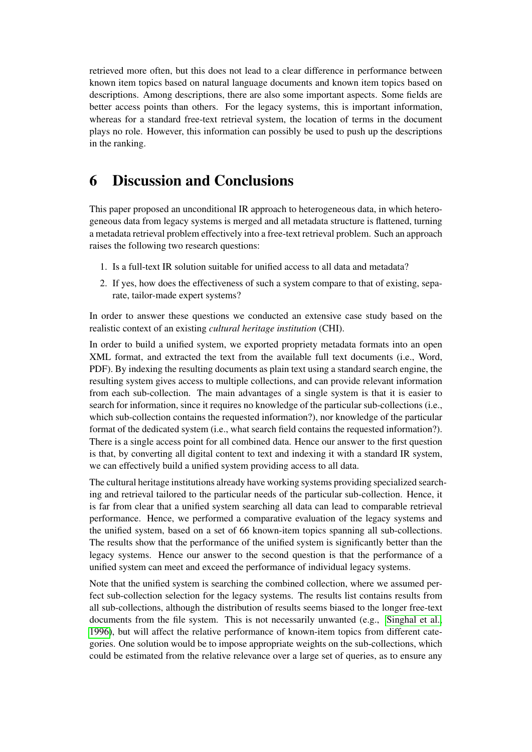retrieved more often, but this does not lead to a clear difference in performance between known item topics based on natural language documents and known item topics based on descriptions. Among descriptions, there are also some important aspects. Some fields are better access points than others. For the legacy systems, this is important information, whereas for a standard free-text retrieval system, the location of terms in the document plays no role. However, this information can possibly be used to push up the descriptions in the ranking.

# 6 Discussion and Conclusions

This paper proposed an unconditional IR approach to heterogeneous data, in which heterogeneous data from legacy systems is merged and all metadata structure is flattened, turning a metadata retrieval problem effectively into a free-text retrieval problem. Such an approach raises the following two research questions:

1. Is a full-text IR solution suitable for unified access to all data and metadata?
2. If yes, how does the effectiveness of such a system compare to that of existing, separate, tailor-made expert systems?

In order to answer these questions we conducted an extensive case study based on the realistic context of an existing *cultural heritage institution* (CHI).

In order to build a unified system, we exported propriety metadata formats into an open XML format, and extracted the text from the available full text documents (i.e., Word, PDF). By indexing the resulting documents as plain text using a standard search engine, the resulting system gives access to multiple collections, and can provide relevant information from each sub-collection. The main advantages of a single system is that it is easier to search for information, since it requires no knowledge of the particular sub-collections (i.e., which sub-collection contains the requested information?), nor knowledge of the particular format of the dedicated system (i.e., what search field contains the requested information?). There is a single access point for all combined data. Hence our answer to the first question is that, by converting all digital content to text and indexing it with a standard IR system, we can effectively build a unified system providing access to all data.

The cultural heritage institutions already have working systems providing specialized searching and retrieval tailored to the particular needs of the particular sub-collection. Hence, it is far from clear that a unified system searching all data can lead to comparable retrieval performance. Hence, we performed a comparative evaluation of the legacy systems and the unified system, based on a set of 66 known-item topics spanning all sub-collections. The results show that the performance of the unified system is significantly better than the legacy systems. Hence our answer to the second question is that the performance of a unified system can meet and exceed the performance of individual legacy systems.

Note that the unified system is searching the combined collection, where we assumed perfect sub-collection selection for the legacy systems. The results list contains results from all sub-collections, although the distribution of results seems biased to the longer free-text documents from the file system. This is not necessarily unwanted (e.g., Singhal et al., 1996), but will affect the relative performance of known-item topics from different categories. One solution would be to impose appropriate weights on the sub-collections, which could be estimated from the relative relevance over a large set of queries, as to ensure any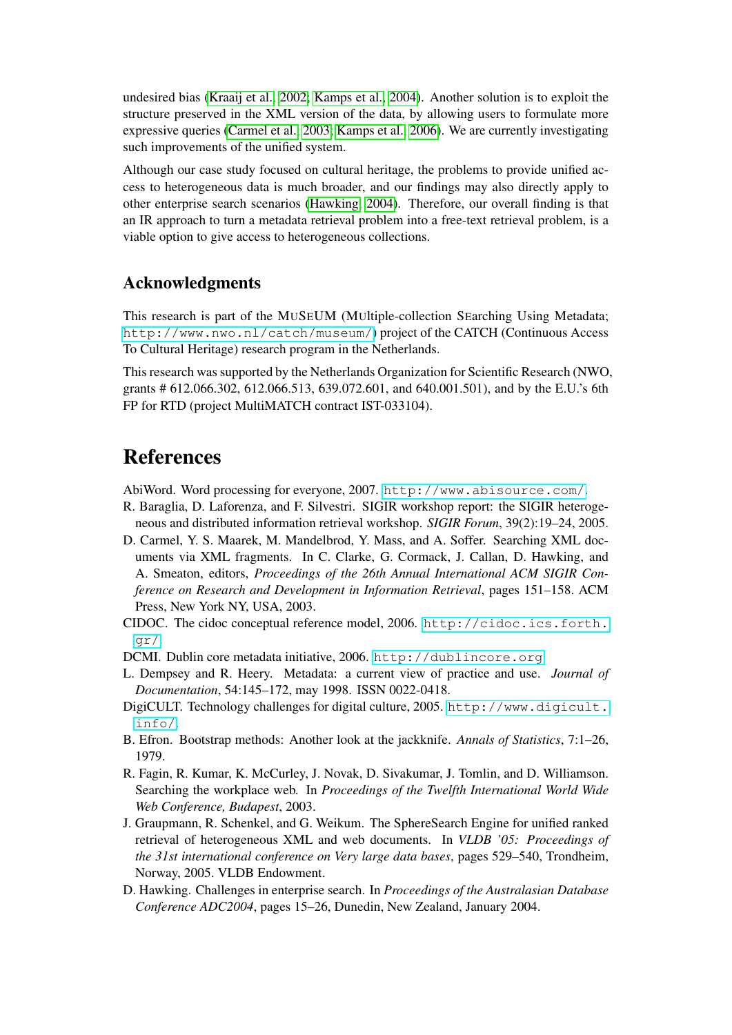undesired bias (Kraaij et al., 2002; Kamps et al., 2004). Another solution is to exploit the structure preserved in the XML version of the data, by allowing users to formulate more expressive queries (Carmel et al., 2003; Kamps et al., 2006). We are currently investigating such improvements of the unified system.

Although our case study focused on cultural heritage, the problems to provide unified access to heterogeneous data is much broader, and our findings may also directly apply to other enterprise search scenarios (Hawking, 2004). Therefore, our overall finding is that an IR approach to turn a metadata retrieval problem into a free-text retrieval problem, is a viable option to give access to heterogeneous collections.

## Acknowledgments

This research is part of the MUSEUM (MUltiple-collection SEarching Using Metadata; http://www.nwo.nl/catch/museum/) project of the CATCH (Continuous Access To Cultural Heritage) research program in the Netherlands.

This research was supported by the Netherlands Organization for Scientific Research (NWO, grants # 612.066.302, 612.066.513, 639.072.601, and 640.001.501), and by the E.U.'s 6th FP for RTD (project MultiMATCH contract IST-033104).

# References

AbiWord. Word processing for everyone, 2007. http://www.abisource.com/.

R. Baraglia, D. Laforenza, and F. Silvestri. SIGIR workshop report: the SIGIR heterogeneous and distributed information retrieval workshop. *SIGIR Forum*, 39(2):19–24, 2005.

D. Carmel, Y. S. Maarek, M. Mandelbrod, Y. Mass, and A. Soffer. Searching XML documents via XML fragments. In C. Clarke, G. Cormack, J. Callan, D. Hawking, and A. Smeaton, editors, *Proceedings of the 26th Annual International ACM SIGIR Conference on Research and Development in Information Retrieval*, pages 151–158. ACM Press, New York NY, USA, 2003.

CIDOC. The cidoc conceptual reference model, 2006. http://cidoc.ics.forth.gr/.

DCMI. Dublin core metadata initiative, 2006. http://dublincore.org.

L. Dempsey and R. Heery. Metadata: a current view of practice and use. *Journal of Documentation*, 54:145–172, may 1998. ISSN 0022-0418.

DigiCULT. Technology challenges for digital culture, 2005. http://www.digicult.info/.

B. Efron. Bootstrap methods: Another look at the jackknife. *Annals of Statistics*, 7:1–26, 1979.

R. Fagin, R. Kumar, K. McCurley, J. Novak, D. Sivakumar, J. Tomlin, and D. Williamson. Searching the workplace web. In *Proceedings of the Twelfth International World Wide Web Conference, Budapest*, 2003.

J. Graupmann, R. Schenkel, and G. Weikum. The SphereSearch Engine for unified ranked retrieval of heterogeneous XML and web documents. In *VLDB '05: Proceedings of the 31st international conference on Very large data bases*, pages 529–540, Trondheim, Norway, 2005. VLDB Endowment.

D. Hawking. Challenges in enterprise search. In *Proceedings of the Australasian Database Conference ADC2004*, pages 15–26, Dunedin, New Zealand, January 2004.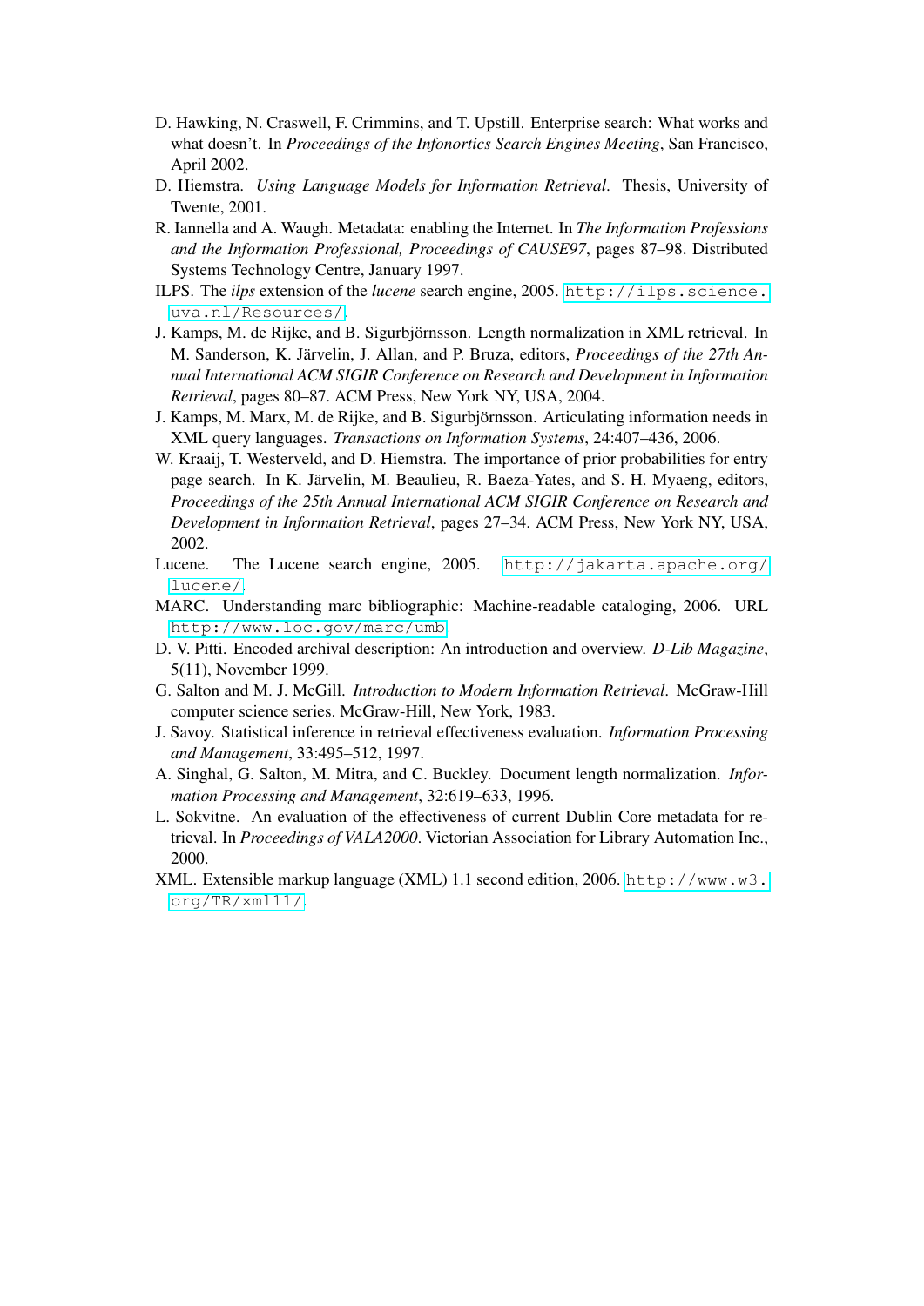D. Hawking, N. Craswell, F. Crimmins, and T. Upstill. Enterprise search: What works and what doesn't. In *Proceedings of the Infonortics Search Engines Meeting*, San Francisco, April 2002.

D. Hiemstra. *Using Language Models for Information Retrieval*. Thesis, University of Twente, 2001.

R. Iannella and A. Waugh. Metadata: enabling the Internet. In *The Information Professions and the Information Professional, Proceedings of CAUSE97*, pages 87–98. Distributed Systems Technology Centre, January 1997.

ILPS. The *ilps* extension of the *lucene* search engine, 2005. http://ilps.science.uva.nl/Resources/.

J. Kamps, M. de Rijke, and B. Sigurbjörnsson. Length normalization in XML retrieval. In M. Sanderson, K. Järvelin, J. Allan, and P. Bruza, editors, *Proceedings of the 27th Annual International ACM SIGIR Conference on Research and Development in Information Retrieval*, pages 80–87. ACM Press, New York NY, USA, 2004.

J. Kamps, M. Marx, M. de Rijke, and B. Sigurbjörnsson. Articulating information needs in XML query languages. *Transactions on Information Systems*, 24:407–436, 2006.

W. Kraaij, T. Westerveld, and D. Hiemstra. The importance of prior probabilities for entry page search. In K. Järvelin, M. Beaulieu, R. Baeza-Yates, and S. H. Myaeng, editors, *Proceedings of the 25th Annual International ACM SIGIR Conference on Research and Development in Information Retrieval*, pages 27–34. ACM Press, New York NY, USA, 2002.

Lucene. The Lucene search engine, 2005. http://jakarta.apache.org/lucene/.

MARC. Understanding marc bibliographic: Machine-readable cataloging, 2006. URL http://www.loc.gov/marc/umb.

D. V. Pitti. Encoded archival description: An introduction and overview. *D-Lib Magazine*, 5(11), November 1999.

G. Salton and M. J. McGill. *Introduction to Modern Information Retrieval*. McGraw-Hill computer science series. McGraw-Hill, New York, 1983.

J. Savoy. Statistical inference in retrieval effectiveness evaluation. *Information Processing and Management*, 33:495–512, 1997.

A. Singhal, G. Salton, M. Mitra, and C. Buckley. Document length normalization. *Information Processing and Management*, 32:619–633, 1996.

L. Sokvitne. An evaluation of the effectiveness of current Dublin Core metadata for retrieval. In *Proceedings of VALA2000*. Victorian Association for Library Automation Inc., 2000.

XML. Extensible markup language (XML) 1.1 second edition, 2006. http://www.w3.org/TR/xml11/.